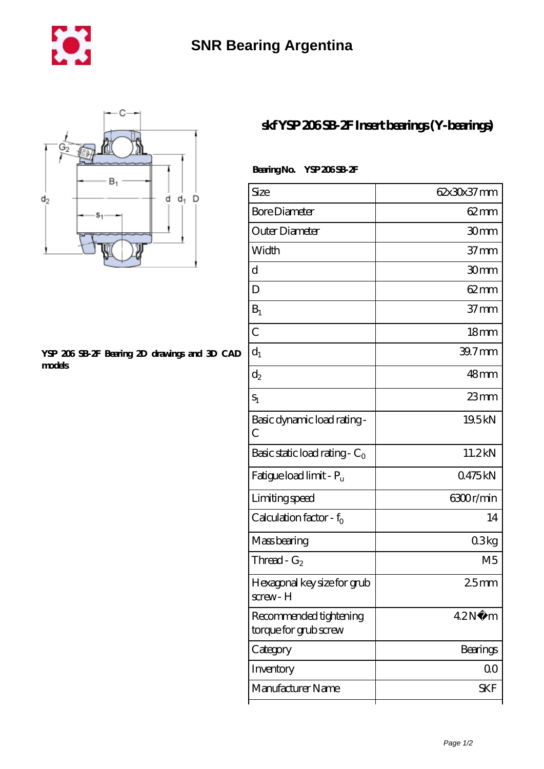# SNR Bearing Argentina

## skf YSP 206 SB-2F Insert bearings (Y-bearings)

**YSP 206 SB-2F Bearing 2D drawings and 3D CAD models**

**Bearing No.** **YSP 206 SB-2F**

| | |
|---|---|
| Size | 62x30x37 mm |
| Bore Diameter | 62 mm |
| Outer Diameter | 30 mm |
| Width | 37 mm |
| d | 30 mm |
| D | 62 mm |
| $B_1$ | 37 mm |
| C | 18 mm |
| $d_1$ | 39.7 mm |
| $d_2$ | 48 mm |
| $s_1$ | 23 mm |
| Basic dynamic load rating - C | 19.5 kN |
| Basic static load rating - $C_0$ | 11.2 kN |
| Fatigue load limit - $P_u$ | 0.475 kN |
| Limiting speed | 6300 r/min |
| Calculation factor - $f_0$ | 14 |
| Mass bearing | 0.3 kg |
| Thread - $G_2$ | M5 |
| Hexagonal key size for grub screw - H | 2.5 mm |
| Recommended tightening torque for grub screw | 4.2 N�m |
| Category | Bearings |
| Inventory | 0.0 |
| Manufacturer Name | SKF |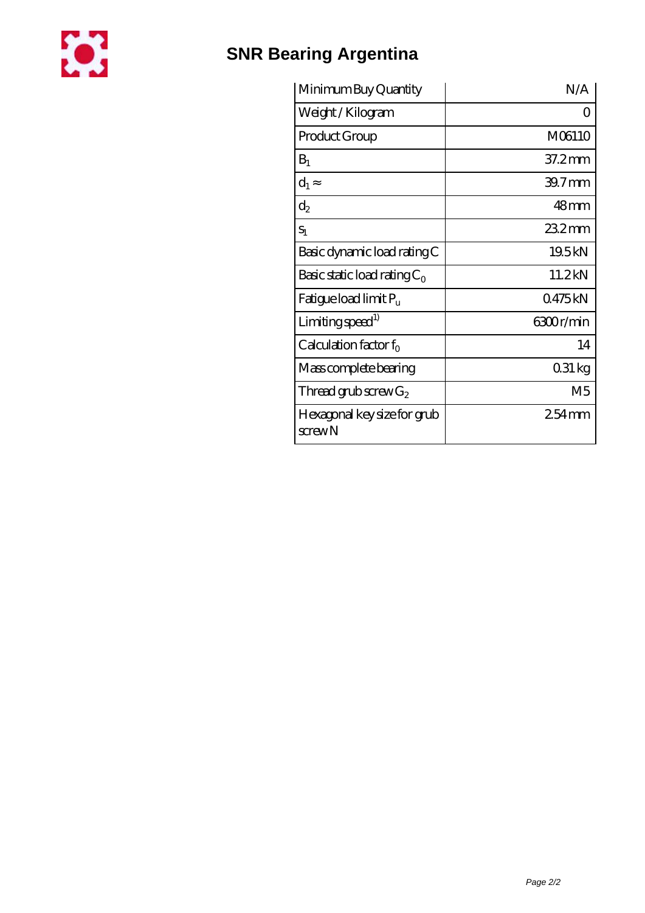# SNR Bearing Argentina

| | |
|---|---|
| Minimum Buy Quantity | N/A |
| Weight / Kilogram | 0 |
| Product Group | M06110 |
| $B_1$ | 37.2 mm |
| $d_1 \approx$ | 39.7 mm |
| $d_2$ | 48 mm |
| $s_1$ | 23.2 mm |
| Basic dynamic load rating C | 19.5 kN |
| Basic static load rating $C_0$ | 11.2 kN |
| Fatigue load limit $P_u$ | 0.475 kN |
| Limiting speed[1)] | 6300 r/min |
| Calculation factor $f_0$ | 14 |
| Mass complete bearing | 0.31 kg |
| Thread grub screw $G_2$ | M5 |
| Hexagonal key size for grub screw N | 2.54 mm |